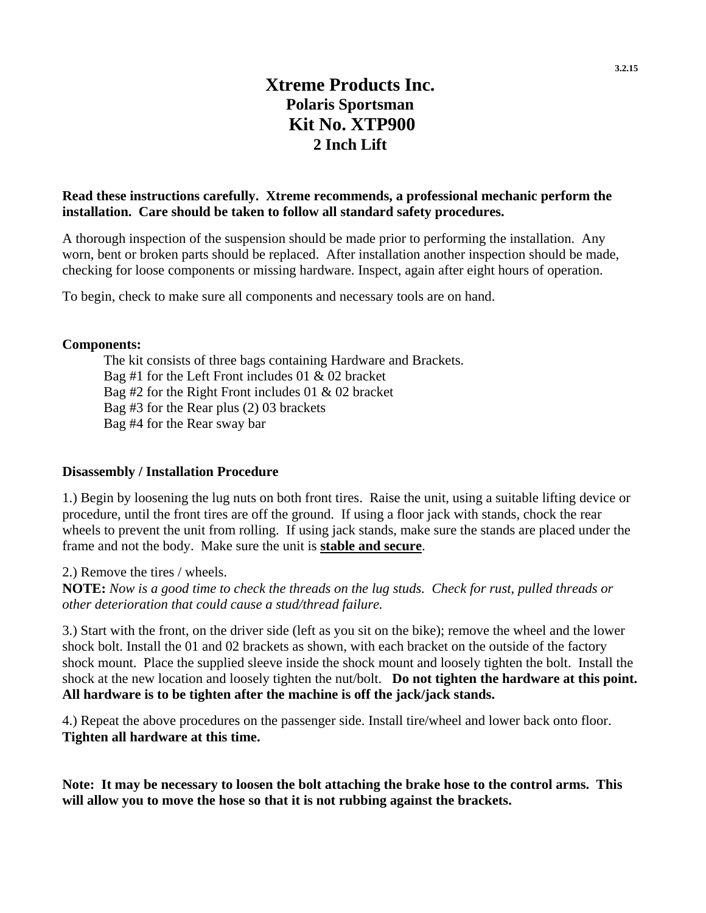3.2.15

# Xtreme Products Inc.
## Polaris Sportsman
# Kit No. XTP900
## 2 Inch Lift

**Read these instructions carefully. Xtreme recommends, a professional mechanic perform the installation. Care should be taken to follow all standard safety procedures.**

A thorough inspection of the suspension should be made prior to performing the installation. Any worn, bent or broken parts should be replaced. After installation another inspection should be made, checking for loose components or missing hardware. Inspect, again after eight hours of operation.

To begin, check to make sure all components and necessary tools are on hand.

**Components:**

The kit consists of three bags containing Hardware and Brackets.
Bag #1 for the Left Front includes 01 & 02 bracket
Bag #2 for the Right Front includes 01 & 02 bracket
Bag #3 for the Rear plus (2) 03 brackets
Bag #4 for the Rear sway bar

**Disassembly / Installation Procedure**

1.) Begin by loosening the lug nuts on both front tires. Raise the unit, using a suitable lifting device or procedure, until the front tires are off the ground. If using a floor jack with stands, chock the rear wheels to prevent the unit from rolling. If using jack stands, make sure the stands are placed under the frame and not the body. Make sure the unit is **<u>stable and secure</u>**.

2.) Remove the tires / wheels.
**NOTE:** *Now is a good time to check the threads on the lug studs. Check for rust, pulled threads or other deterioration that could cause a stud/thread failure.*

3.) Start with the front, on the driver side (left as you sit on the bike); remove the wheel and the lower shock bolt. Install the 01 and 02 brackets as shown, with each bracket on the outside of the factory shock mount. Place the supplied sleeve inside the shock mount and loosely tighten the bolt. Install the shock at the new location and loosely tighten the nut/bolt. **Do not tighten the hardware at this point. All hardware is to be tighten after the machine is off the jack/jack stands.**

4.) Repeat the above procedures on the passenger side. Install tire/wheel and lower back onto floor. **Tighten all hardware at this time.**

**Note: It may be necessary to loosen the bolt attaching the brake hose to the control arms. This will allow you to move the hose so that it is not rubbing against the brackets.**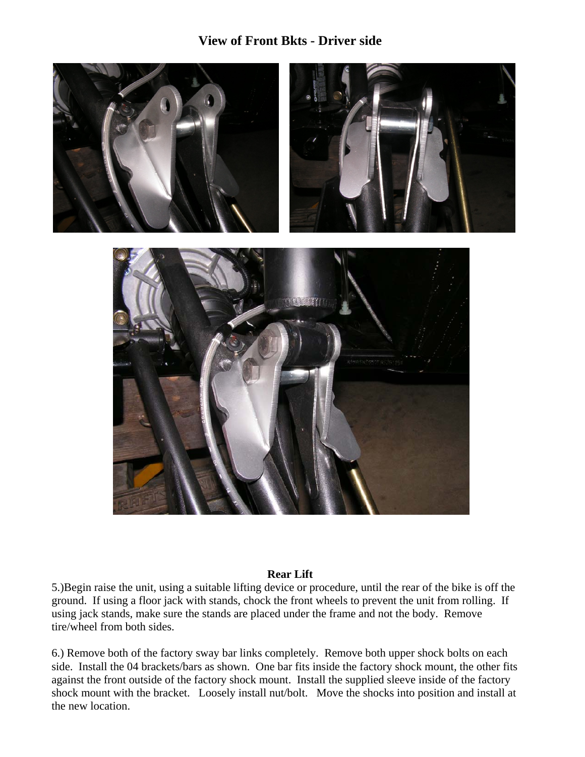## View of Front Bkts - Driver side

### Rear Lift

5.)Begin raise the unit, using a suitable lifting device or procedure, until the rear of the bike is off the ground. If using a floor jack with stands, chock the front wheels to prevent the unit from rolling. If using jack stands, make sure the stands are placed under the frame and not the body. Remove tire/wheel from both sides.

6.) Remove both of the factory sway bar links completely. Remove both upper shock bolts on each side. Install the 04 brackets/bars as shown. One bar fits inside the factory shock mount, the other fits against the front outside of the factory shock mount. Install the supplied sleeve inside of the factory shock mount with the bracket. Loosely install nut/bolt. Move the shocks into position and install at the new location.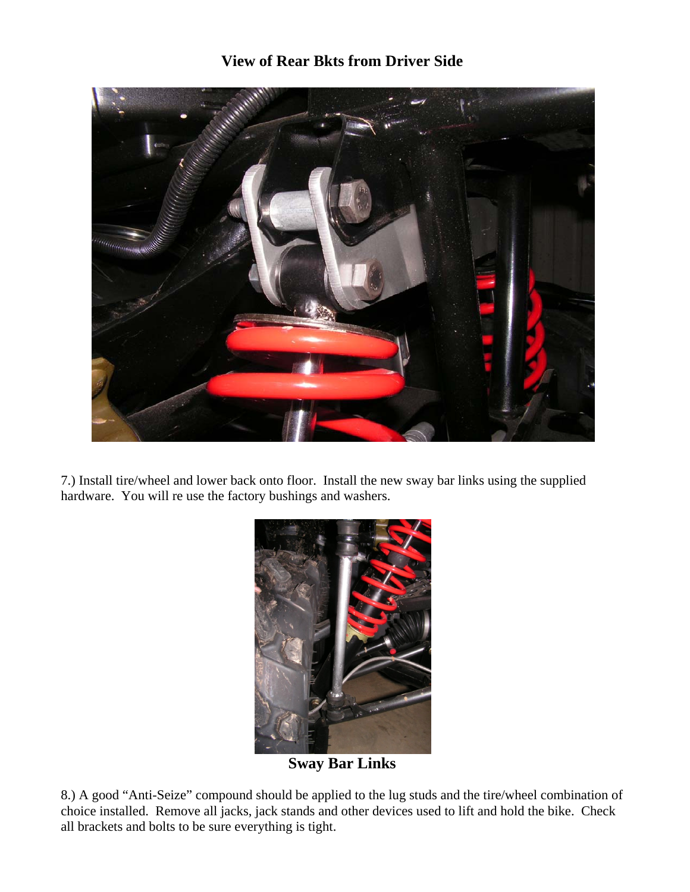## View of Rear Bkts from Driver Side

7.) Install tire/wheel and lower back onto floor. Install the new sway bar links using the supplied hardware. You will re use the factory bushings and washers.

**Sway Bar Links**

8.) A good "Anti-Seize" compound should be applied to the lug studs and the tire/wheel combination of choice installed. Remove all jacks, jack stands and other devices used to lift and hold the bike. Check all brackets and bolts to be sure everything is tight.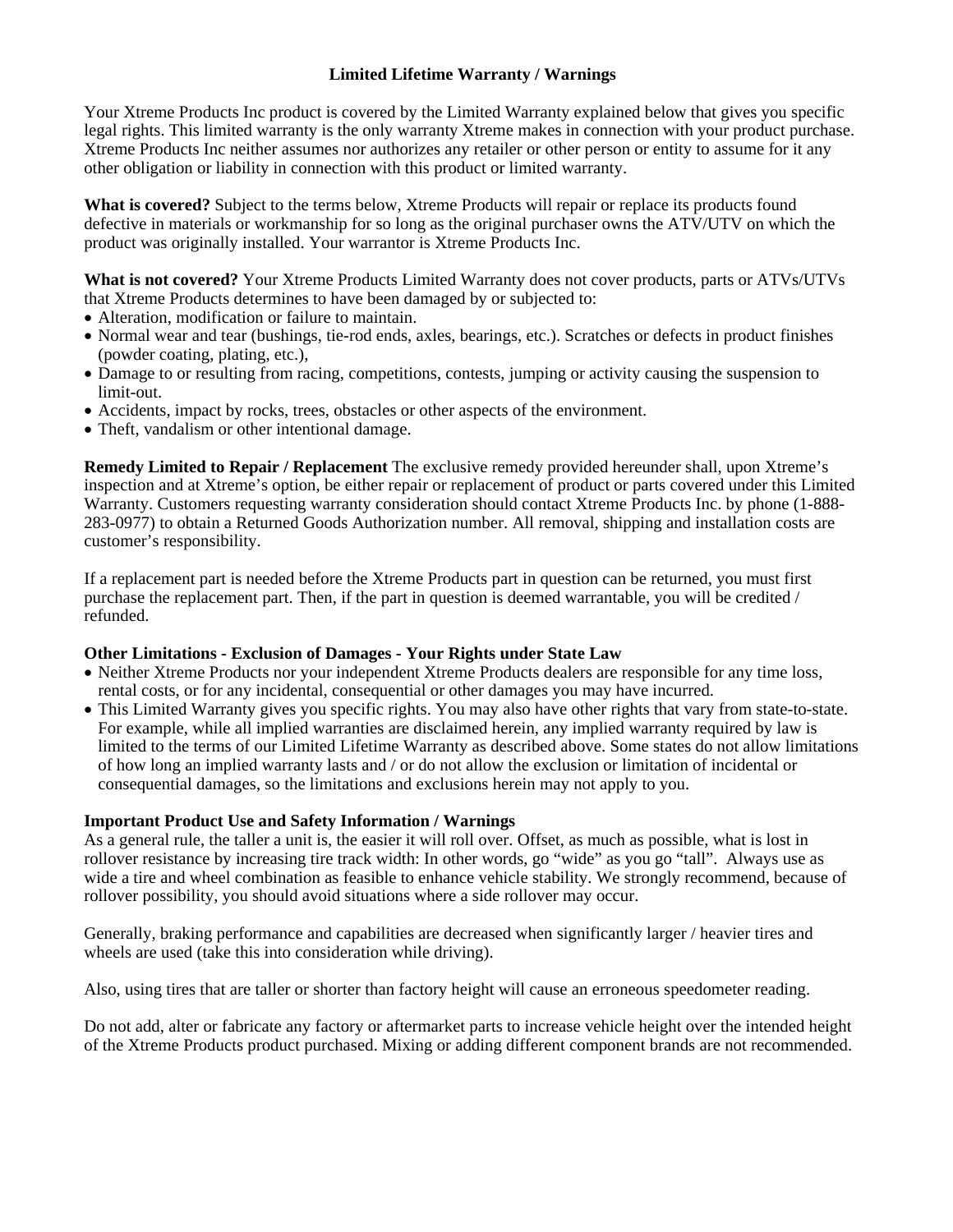# Limited Lifetime Warranty / Warnings

Your Xtreme Products Inc product is covered by the Limited Warranty explained below that gives you specific legal rights. This limited warranty is the only warranty Xtreme makes in connection with your product purchase. Xtreme Products Inc neither assumes nor authorizes any retailer or other person or entity to assume for it any other obligation or liability in connection with this product or limited warranty.

**What is covered?** Subject to the terms below, Xtreme Products will repair or replace its products found defective in materials or workmanship for so long as the original purchaser owns the ATV/UTV on which the product was originally installed. Your warrantor is Xtreme Products Inc.

**What is not covered?** Your Xtreme Products Limited Warranty does not cover products, parts or ATVs/UTVs that Xtreme Products determines to have been damaged by or subjected to:

- Alteration, modification or failure to maintain.
- Normal wear and tear (bushings, tie-rod ends, axles, bearings, etc.). Scratches or defects in product finishes (powder coating, plating, etc.),
- Damage to or resulting from racing, competitions, contests, jumping or activity causing the suspension to limit-out.
- Accidents, impact by rocks, trees, obstacles or other aspects of the environment.
- Theft, vandalism or other intentional damage.

**Remedy Limited to Repair / Replacement** The exclusive remedy provided hereunder shall, upon Xtreme's inspection and at Xtreme's option, be either repair or replacement of product or parts covered under this Limited Warranty. Customers requesting warranty consideration should contact Xtreme Products Inc. by phone (1-888-283-0977) to obtain a Returned Goods Authorization number. All removal, shipping and installation costs are customer's responsibility.

If a replacement part is needed before the Xtreme Products part in question can be returned, you must first purchase the replacement part. Then, if the part in question is deemed warrantable, you will be credited / refunded.

**Other Limitations - Exclusion of Damages - Your Rights under State Law**

- Neither Xtreme Products nor your independent Xtreme Products dealers are responsible for any time loss, rental costs, or for any incidental, consequential or other damages you may have incurred.
- This Limited Warranty gives you specific rights. You may also have other rights that vary from state-to-state. For example, while all implied warranties are disclaimed herein, any implied warranty required by law is limited to the terms of our Limited Lifetime Warranty as described above. Some states do not allow limitations of how long an implied warranty lasts and / or do not allow the exclusion or limitation of incidental or consequential damages, so the limitations and exclusions herein may not apply to you.

**Important Product Use and Safety Information / Warnings**

As a general rule, the taller a unit is, the easier it will roll over. Offset, as much as possible, what is lost in rollover resistance by increasing tire track width: In other words, go "wide" as you go "tall". Always use as wide a tire and wheel combination as feasible to enhance vehicle stability. We strongly recommend, because of rollover possibility, you should avoid situations where a side rollover may occur.

Generally, braking performance and capabilities are decreased when significantly larger / heavier tires and wheels are used (take this into consideration while driving).

Also, using tires that are taller or shorter than factory height will cause an erroneous speedometer reading.

Do not add, alter or fabricate any factory or aftermarket parts to increase vehicle height over the intended height of the Xtreme Products product purchased. Mixing or adding different component brands are not recommended.